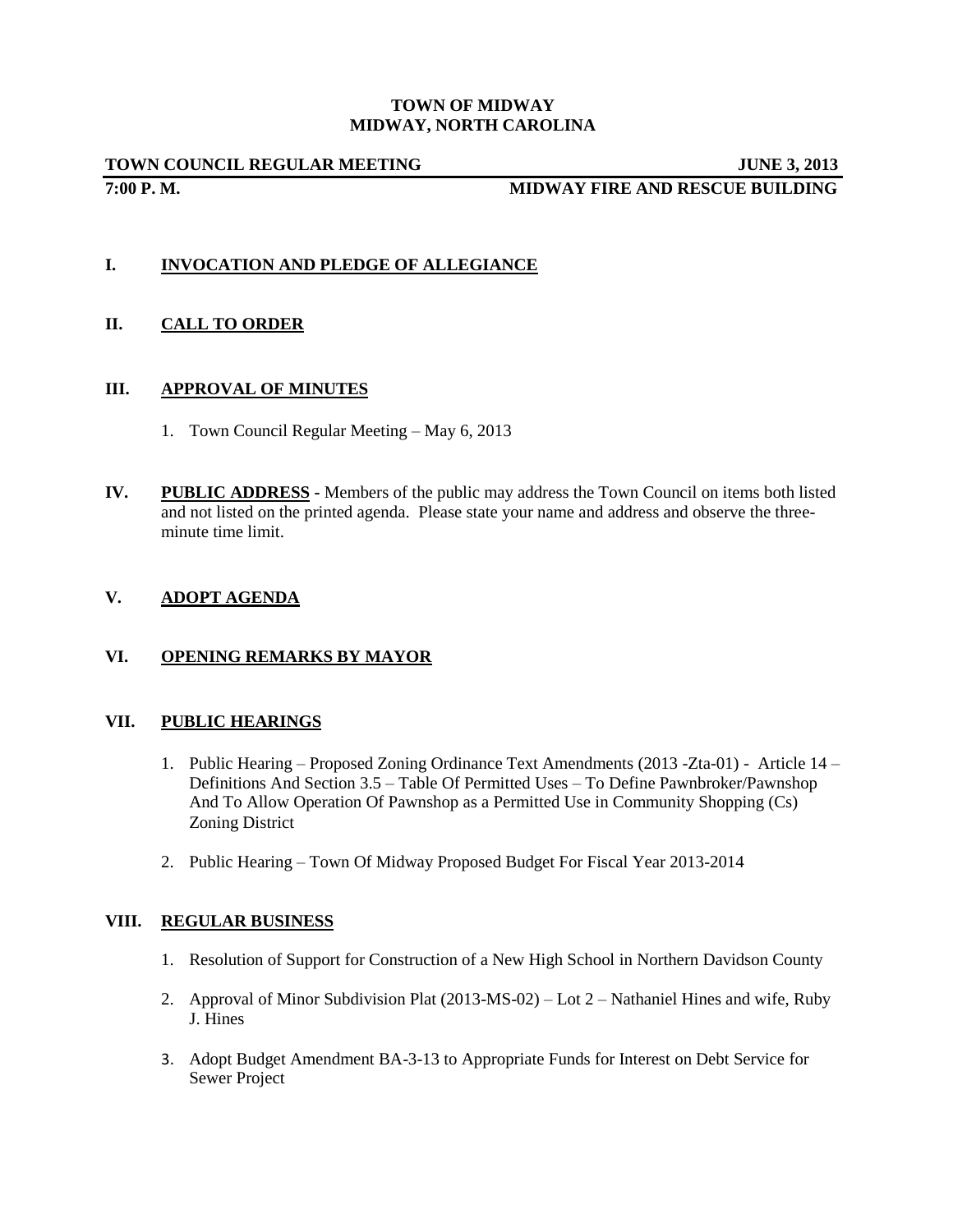# TOWN OF MIDWAY
## MIDWAY, NORTH CAROLINA

**TOWN COUNCIL REGULAR MEETING** **JUNE 3, 2013**

**7:00 P. M.** **MIDWAY FIRE AND RESCUE BUILDING**

## I. INVOCATION AND PLEDGE OF ALLEGIANCE

## II. CALL TO ORDER

## III. APPROVAL OF MINUTES

1. Town Council Regular Meeting – May 6, 2013

## IV. PUBLIC ADDRESS

Members of the public may address the Town Council on items both listed and not listed on the printed agenda. Please state your name and address and observe the three-minute time limit.

## V. ADOPT AGENDA

## VI. OPENING REMARKS BY MAYOR

## VII. PUBLIC HEARINGS

1. Public Hearing – Proposed Zoning Ordinance Text Amendments (2013 -Zta-01) - Article 14 – Definitions And Section 3.5 – Table Of Permitted Uses – To Define Pawnbroker/Pawnshop And To Allow Operation Of Pawnshop as a Permitted Use in Community Shopping (Cs) Zoning District
2. Public Hearing – Town Of Midway Proposed Budget For Fiscal Year 2013-2014

## VIII. REGULAR BUSINESS

1. Resolution of Support for Construction of a New High School in Northern Davidson County
2. Approval of Minor Subdivision Plat (2013-MS-02) – Lot 2 – Nathaniel Hines and wife, Ruby J. Hines
3. Adopt Budget Amendment BA-3-13 to Appropriate Funds for Interest on Debt Service for Sewer Project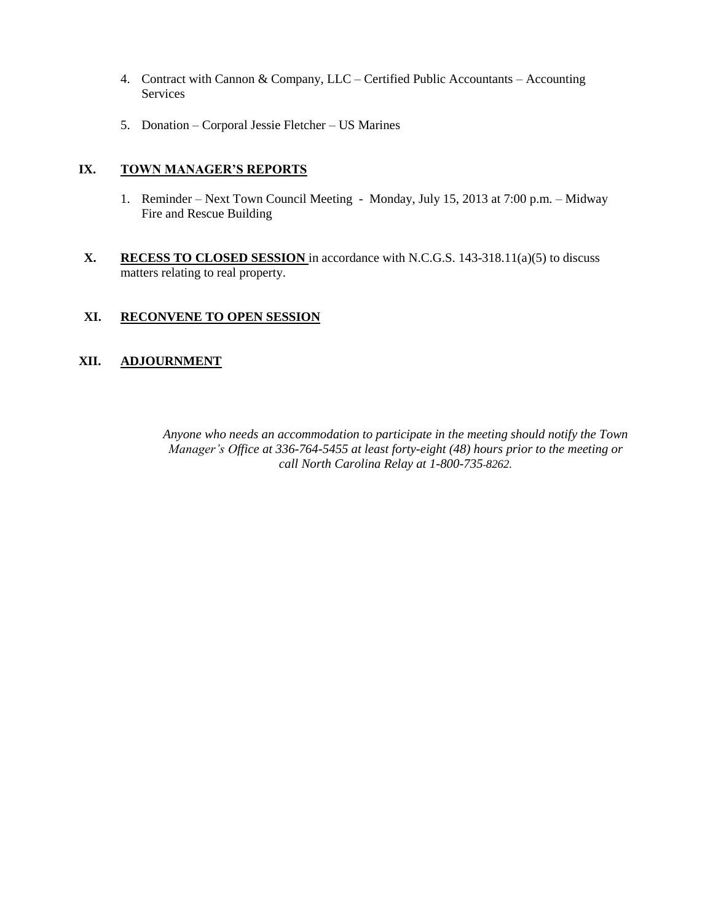4. Contract with Cannon & Company, LLC – Certified Public Accountants – Accounting Services

5. Donation – Corporal Jessie Fletcher – US Marines

## IX. TOWN MANAGER'S REPORTS

1. Reminder – Next Town Council Meeting - Monday, July 15, 2013 at 7:00 p.m. – Midway Fire and Rescue Building

## X. RECESS TO CLOSED SESSION in accordance with N.C.G.S. 143-318.11(a)(5) to discuss matters relating to real property.

## XI. RECONVENE TO OPEN SESSION

## XII. ADJOURNMENT

*Anyone who needs an accommodation to participate in the meeting should notify the Town Manager's Office at 336-764-5455 at least forty-eight (48) hours prior to the meeting or call North Carolina Relay at 1-800-735-8262.*